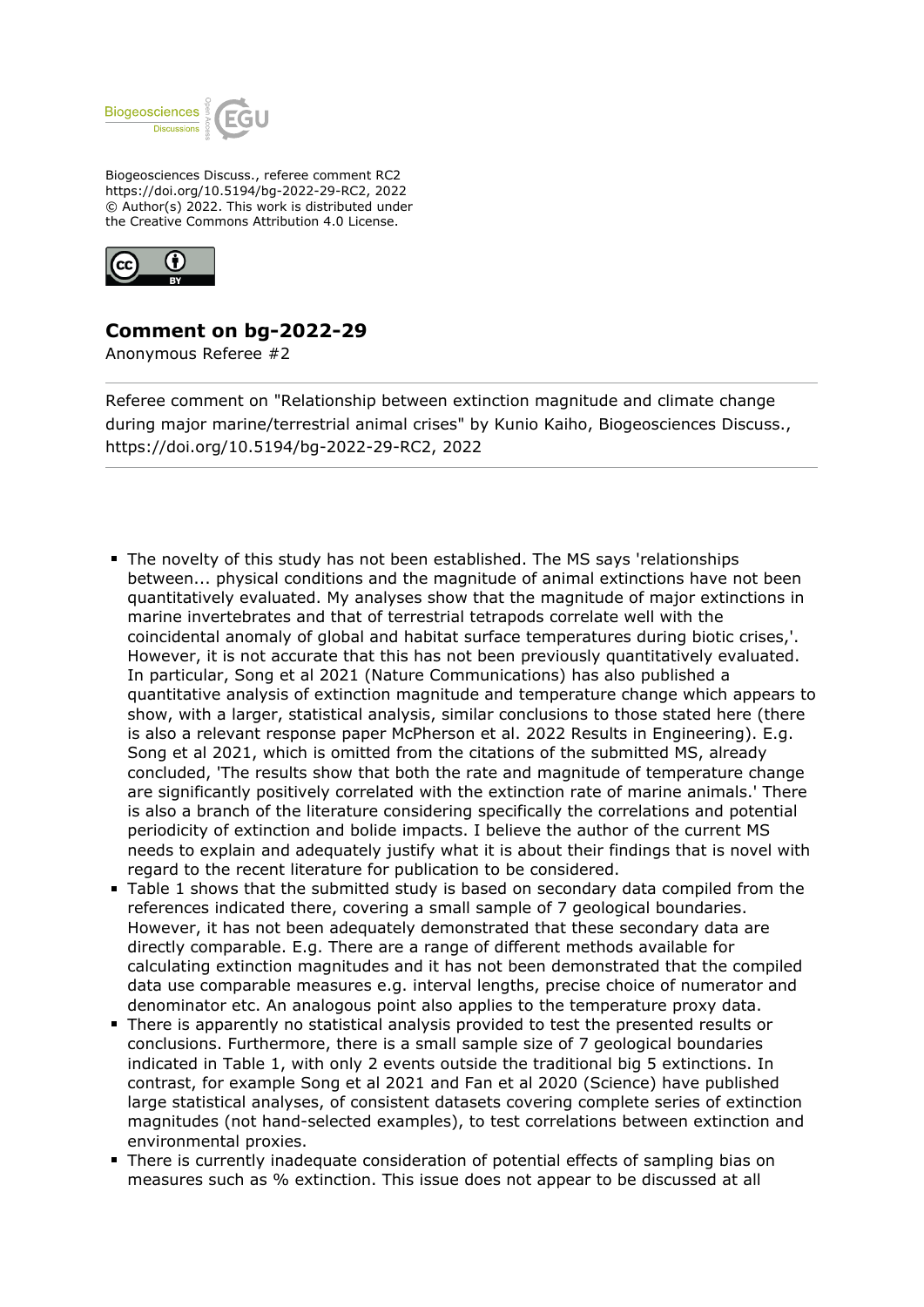Biogeosciences Discuss., referee comment RC2
https://doi.org/10.5194/bg-2022-29-RC2, 2022
© Author(s) 2022. This work is distributed under
the Creative Commons Attribution 4.0 License.

# Comment on bg-2022-29

Anonymous Referee #2

Referee comment on "Relationship between extinction magnitude and climate change during major marine/terrestrial animal crises" by Kunio Kaiho, Biogeosciences Discuss., https://doi.org/10.5194/bg-2022-29-RC2, 2022

---

- The novelty of this study has not been established. The MS says 'relationships between... physical conditions and the magnitude of animal extinctions have not been quantitatively evaluated. My analyses show that the magnitude of major extinctions in marine invertebrates and that of terrestrial tetrapods correlate well with the coincidental anomaly of global and habitat surface temperatures during biotic crises,'. However, it is not accurate that this has not been previously quantitatively evaluated. In particular, Song et al 2021 (Nature Communications) has also published a quantitative analysis of extinction magnitude and temperature change which appears to show, with a larger, statistical analysis, similar conclusions to those stated here (there is also a relevant response paper McPherson et al. 2022 Results in Engineering). E.g. Song et al 2021, which is omitted from the citations of the submitted MS, already concluded, 'The results show that both the rate and magnitude of temperature change are significantly positively correlated with the extinction rate of marine animals.' There is also a branch of the literature considering specifically the correlations and potential periodicity of extinction and bolide impacts. I believe the author of the current MS needs to explain and adequately justify what it is about their findings that is novel with regard to the recent literature for publication to be considered.
- Table 1 shows that the submitted study is based on secondary data compiled from the references indicated there, covering a small sample of 7 geological boundaries. However, it has not been adequately demonstrated that these secondary data are directly comparable. E.g. There are a range of different methods available for calculating extinction magnitudes and it has not been demonstrated that the compiled data use comparable measures e.g. interval lengths, precise choice of numerator and denominator etc. An analogous point also applies to the temperature proxy data.
- There is apparently no statistical analysis provided to test the presented results or conclusions. Furthermore, there is a small sample size of 7 geological boundaries indicated in Table 1, with only 2 events outside the traditional big 5 extinctions. In contrast, for example Song et al 2021 and Fan et al 2020 (Science) have published large statistical analyses, of consistent datasets covering complete series of extinction magnitudes (not hand-selected examples), to test correlations between extinction and environmental proxies.
- There is currently inadequate consideration of potential effects of sampling bias on measures such as % extinction. This issue does not appear to be discussed at all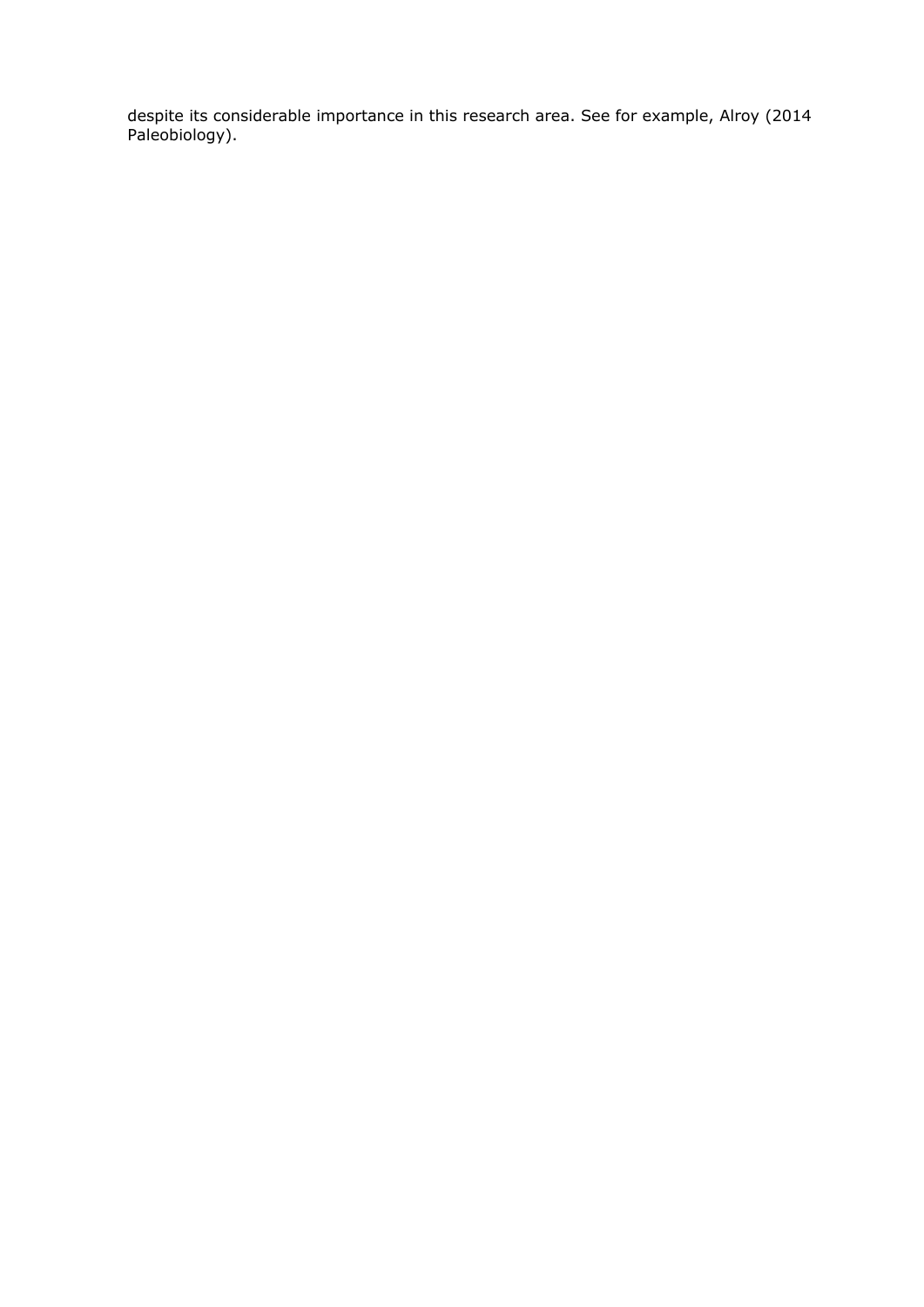despite its considerable importance in this research area. See for example, Alroy (2014 Paleobiology).